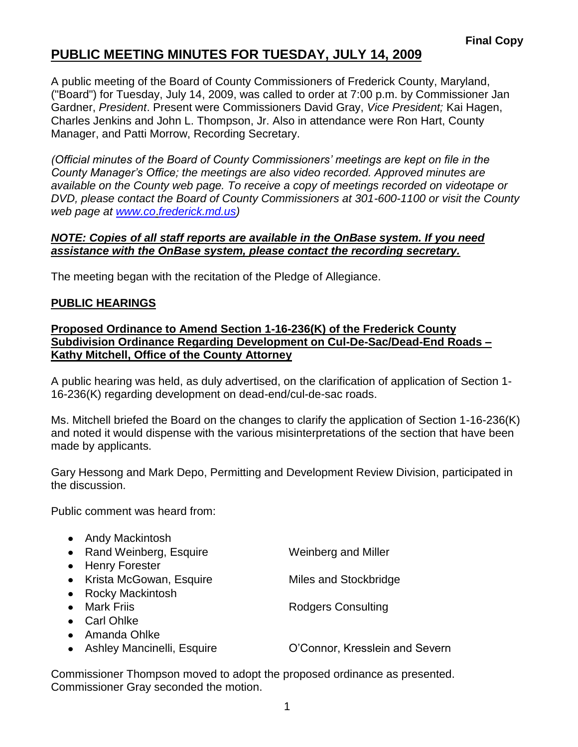**Final Copy**

# PUBLIC MEETING MINUTES FOR TUESDAY, JULY 14, 2009

A public meeting of the Board of County Commissioners of Frederick County, Maryland, ("Board") for Tuesday, July 14, 2009, was called to order at 7:00 p.m. by Commissioner Jan Gardner, *President*. Present were Commissioners David Gray, *Vice President;* Kai Hagen, Charles Jenkins and John L. Thompson, Jr. Also in attendance were Ron Hart, County Manager, and Patti Morrow, Recording Secretary.

*(Official minutes of the Board of County Commissioners' meetings are kept on file in the County Manager's Office; the meetings are also video recorded. Approved minutes are available on the County web page. To receive a copy of meetings recorded on videotape or DVD, please contact the Board of County Commissioners at 301-600-1100 or visit the County web page at [www.co.frederick.md.us](www.co.frederick.md.us))*

***NOTE: Copies of all staff reports are available in the OnBase system. If you need assistance with the OnBase system, please contact the recording secretary.***

The meeting began with the recitation of the Pledge of Allegiance.

## PUBLIC HEARINGS

### Proposed Ordinance to Amend Section 1-16-236(K) of the Frederick County Subdivision Ordinance Regarding Development on Cul-De-Sac/Dead-End Roads – Kathy Mitchell, Office of the County Attorney

A public hearing was held, as duly advertised, on the clarification of application of Section 1-16-236(K) regarding development on dead-end/cul-de-sac roads.

Ms. Mitchell briefed the Board on the changes to clarify the application of Section 1-16-236(K) and noted it would dispense with the various misinterpretations of the section that have been made by applicants.

Gary Hessong and Mark Depo, Permitting and Development Review Division, participated in the discussion.

Public comment was heard from:

- Andy Mackintosh
- Rand Weinberg, Esquire — Weinberg and Miller
- Henry Forester
- Krista McGowan, Esquire — Miles and Stockbridge
- Rocky Mackintosh
- Mark Friis — Rodgers Consulting
- Carl Ohlke
- Amanda Ohlke
- Ashley Mancinelli, Esquire — O'Connor, Kresslein and Severn

Commissioner Thompson moved to adopt the proposed ordinance as presented. Commissioner Gray seconded the motion.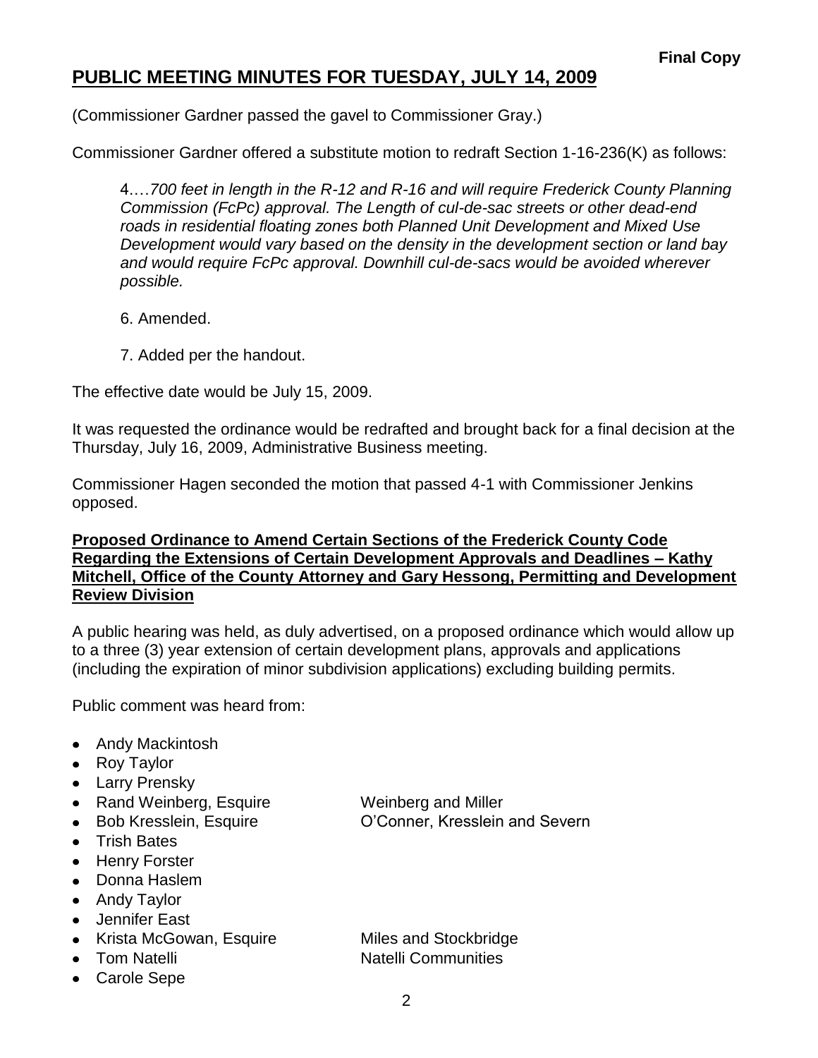**Final Copy**

# PUBLIC MEETING MINUTES FOR TUESDAY, JULY 14, 2009

(Commissioner Gardner passed the gavel to Commissioner Gray.)

Commissioner Gardner offered a substitute motion to redraft Section 1-16-236(K) as follows:

> 4.…*700 feet in length in the R-12 and R-16 and will require Frederick County Planning Commission (FcPc) approval. The Length of cul-de-sac streets or other dead-end roads in residential floating zones both Planned Unit Development and Mixed Use Development would vary based on the density in the development section or land bay and would require FcPc approval. Downhill cul-de-sacs would be avoided wherever possible.*
>
> 6. Amended.
>
> 7. Added per the handout.

The effective date would be July 15, 2009.

It was requested the ordinance would be redrafted and brought back for a final decision at the Thursday, July 16, 2009, Administrative Business meeting.

Commissioner Hagen seconded the motion that passed 4-1 with Commissioner Jenkins opposed.

**Proposed Ordinance to Amend Certain Sections of the Frederick County Code Regarding the Extensions of Certain Development Approvals and Deadlines – Kathy Mitchell, Office of the County Attorney and Gary Hessong, Permitting and Development Review Division**

A public hearing was held, as duly advertised, on a proposed ordinance which would allow up to a three (3) year extension of certain development plans, approvals and applications (including the expiration of minor subdivision applications) excluding building permits.

Public comment was heard from:

- Andy Mackintosh
- Roy Taylor
- Larry Prensky
- Rand Weinberg, Esquire — Weinberg and Miller
- Bob Kresslein, Esquire — O'Conner, Kresslein and Severn
- Trish Bates
- Henry Forster
- Donna Haslem
- Andy Taylor
- Jennifer East
- Krista McGowan, Esquire — Miles and Stockbridge
- Tom Natelli — Natelli Communities
- Carole Sepe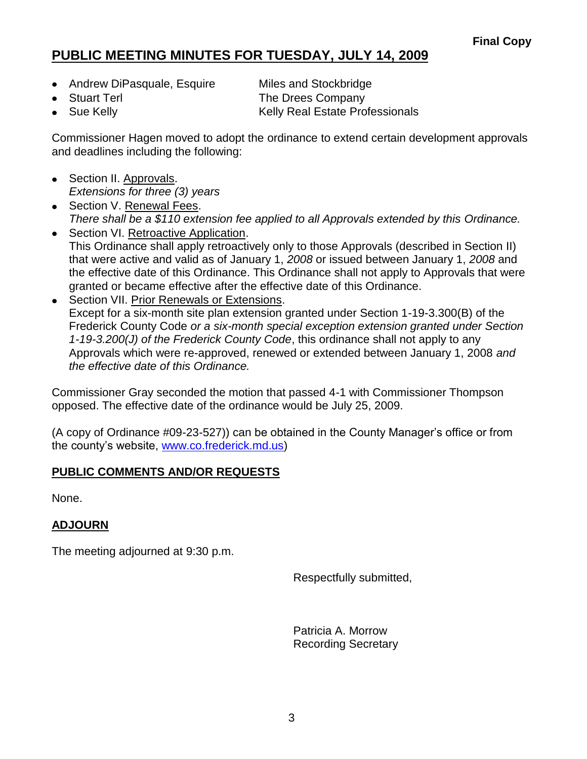**Final Copy**

# PUBLIC MEETING MINUTES FOR TUESDAY, JULY 14, 2009

- Andrew DiPasquale, Esquire — Miles and Stockbridge
- Stuart Terl — The Drees Company
- Sue Kelly — Kelly Real Estate Professionals

Commissioner Hagen moved to adopt the ordinance to extend certain development approvals and deadlines including the following:

- Section II. Approvals.
  *Extensions for three (3) years*
- Section V. Renewal Fees.
  *There shall be a $110 extension fee applied to all Approvals extended by this Ordinance.*
- Section VI. Retroactive Application.
  This Ordinance shall apply retroactively only to those Approvals (described in Section II) that were active and valid as of January 1, *2008* or issued between January 1, *2008* and the effective date of this Ordinance. This Ordinance shall not apply to Approvals that were granted or became effective after the effective date of this Ordinance.
- Section VII. Prior Renewals or Extensions.
  Except for a six-month site plan extension granted under Section 1-19-3.300(B) of the Frederick County Code *or a six-month special exception extension granted under Section 1-19-3.200(J) of the Frederick County Code*, this ordinance shall not apply to any Approvals which were re-approved, renewed or extended between January 1, 2008 *and the effective date of this Ordinance.*

Commissioner Gray seconded the motion that passed 4-1 with Commissioner Thompson opposed. The effective date of the ordinance would be July 25, 2009.

(A copy of Ordinance #09-23-527)) can be obtained in the County Manager's office or from the county's website, www.co.frederick.md.us)

## PUBLIC COMMENTS AND/OR REQUESTS

None.

## ADJOURN

The meeting adjourned at 9:30 p.m.

Respectfully submitted,

Patricia A. Morrow
Recording Secretary